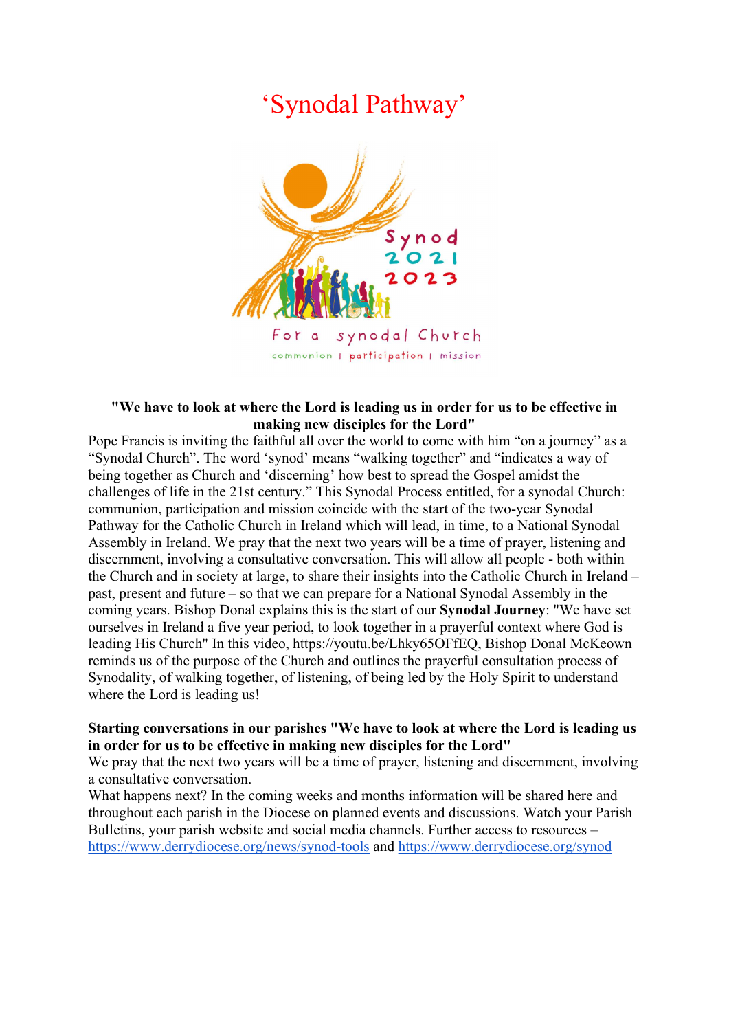# 'Synodal Pathway'

**"We have to look at where the Lord is leading us in order for us to be effective in making new disciples for the Lord"**

Pope Francis is inviting the faithful all over the world to come with him "on a journey" as a "Synodal Church". The word 'synod' means "walking together" and "indicates a way of being together as Church and 'discerning' how best to spread the Gospel amidst the challenges of life in the 21st century." This Synodal Process entitled, for a synodal Church: communion, participation and mission coincide with the start of the two-year Synodal Pathway for the Catholic Church in Ireland which will lead, in time, to a National Synodal Assembly in Ireland. We pray that the next two years will be a time of prayer, listening and discernment, involving a consultative conversation. This will allow all people - both within the Church and in society at large, to share their insights into the Catholic Church in Ireland – past, present and future – so that we can prepare for a National Synodal Assembly in the coming years. Bishop Donal explains this is the start of our **Synodal Journey**: "We have set ourselves in Ireland a five year period, to look together in a prayerful context where God is leading His Church" In this video, https://youtu.be/Lhky65OFfEQ, Bishop Donal McKeown reminds us of the purpose of the Church and outlines the prayerful consultation process of Synodality, of walking together, of listening, of being led by the Holy Spirit to understand where the Lord is leading us!

**Starting conversations in our parishes "We have to look at where the Lord is leading us in order for us to be effective in making new disciples for the Lord"**

We pray that the next two years will be a time of prayer, listening and discernment, involving a consultative conversation.

What happens next? In the coming weeks and months information will be shared here and throughout each parish in the Diocese on planned events and discussions. Watch your Parish Bulletins, your parish website and social media channels. Further access to resources – https://www.derrydiocese.org/news/synod-tools and https://www.derrydiocese.org/synod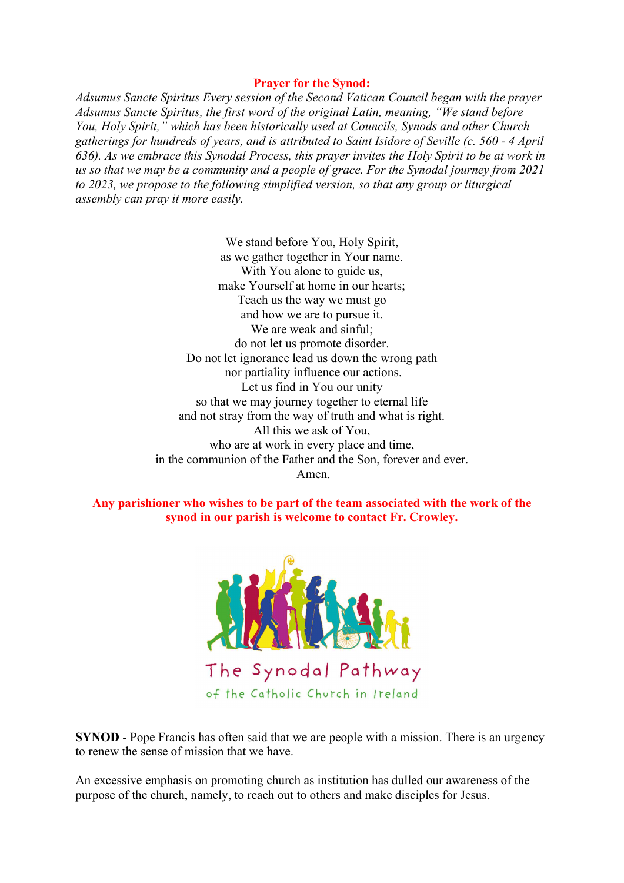**Prayer for the Synod:**

*Adsumus Sancte Spiritus Every session of the Second Vatican Council began with the prayer Adsumus Sancte Spiritus, the first word of the original Latin, meaning, "We stand before You, Holy Spirit," which has been historically used at Councils, Synods and other Church gatherings for hundreds of years, and is attributed to Saint Isidore of Seville (c. 560 - 4 April 636). As we embrace this Synodal Process, this prayer invites the Holy Spirit to be at work in us so that we may be a community and a people of grace. For the Synodal journey from 2021 to 2023, we propose to the following simplified version, so that any group or liturgical assembly can pray it more easily.*

We stand before You, Holy Spirit,
as we gather together in Your name.
With You alone to guide us,
make Yourself at home in our hearts;
Teach us the way we must go
and how we are to pursue it.
We are weak and sinful;
do not let us promote disorder.
Do not let ignorance lead us down the wrong path
nor partiality influence our actions.
Let us find in You our unity
so that we may journey together to eternal life
and not stray from the way of truth and what is right.
All this we ask of You,
who are at work in every place and time,
in the communion of the Father and the Son, forever and ever.
Amen.

**Any parishioner who wishes to be part of the team associated with the work of the synod in our parish is welcome to contact Fr. Crowley.**

The Synodal Pathway
of the Catholic Church in Ireland

**SYNOD** - Pope Francis has often said that we are people with a mission. There is an urgency to renew the sense of mission that we have.

An excessive emphasis on promoting church as institution has dulled our awareness of the purpose of the church, namely, to reach out to others and make disciples for Jesus.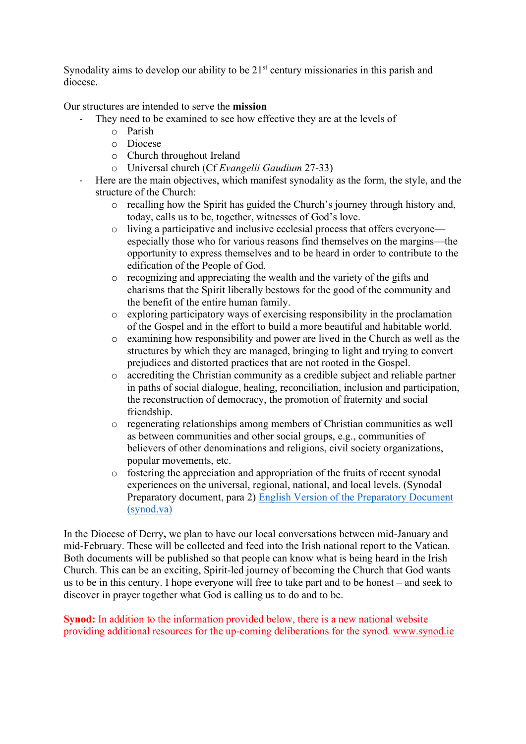Synodality aims to develop our ability to be 21st century missionaries in this parish and diocese.

Our structures are intended to serve the **mission**

- They need to be examined to see how effective they are at the levels of
  - Parish
  - Diocese
  - Church throughout Ireland
  - Universal church (Cf *Evangelii Gaudium* 27-33)
- Here are the main objectives, which manifest synodality as the form, the style, and the structure of the Church:
  - recalling how the Spirit has guided the Church's journey through history and, today, calls us to be, together, witnesses of God's love.
  - living a participative and inclusive ecclesial process that offers everyone—especially those who for various reasons find themselves on the margins—the opportunity to express themselves and to be heard in order to contribute to the edification of the People of God.
  - recognizing and appreciating the wealth and the variety of the gifts and charisms that the Spirit liberally bestows for the good of the community and the benefit of the entire human family.
  - exploring participatory ways of exercising responsibility in the proclamation of the Gospel and in the effort to build a more beautiful and habitable world.
  - examining how responsibility and power are lived in the Church as well as the structures by which they are managed, bringing to light and trying to convert prejudices and distorted practices that are not rooted in the Gospel.
  - accrediting the Christian community as a credible subject and reliable partner in paths of social dialogue, healing, reconciliation, inclusion and participation, the reconstruction of democracy, the promotion of fraternity and social friendship.
  - regenerating relationships among members of Christian communities as well as between communities and other social groups, e.g., communities of believers of other denominations and religions, civil society organizations, popular movements, etc.
  - fostering the appreciation and appropriation of the fruits of recent synodal experiences on the universal, regional, national, and local levels. (Synodal Preparatory document, para 2) [English Version of the Preparatory Document (synod.va)]

In the Diocese of Derry**,** we plan to have our local conversations between mid-January and mid-February. These will be collected and feed into the Irish national report to the Vatican. Both documents will be published so that people can know what is being heard in the Irish Church. This can be an exciting, Spirit-led journey of becoming the Church that God wants us to be in this century. I hope everyone will free to take part and to be honest – and seek to discover in prayer together what God is calling us to do and to be.

**Synod:** In addition to the information provided below, there is a new national website providing additional resources for the up-coming deliberations for the synod. www.synod.ie